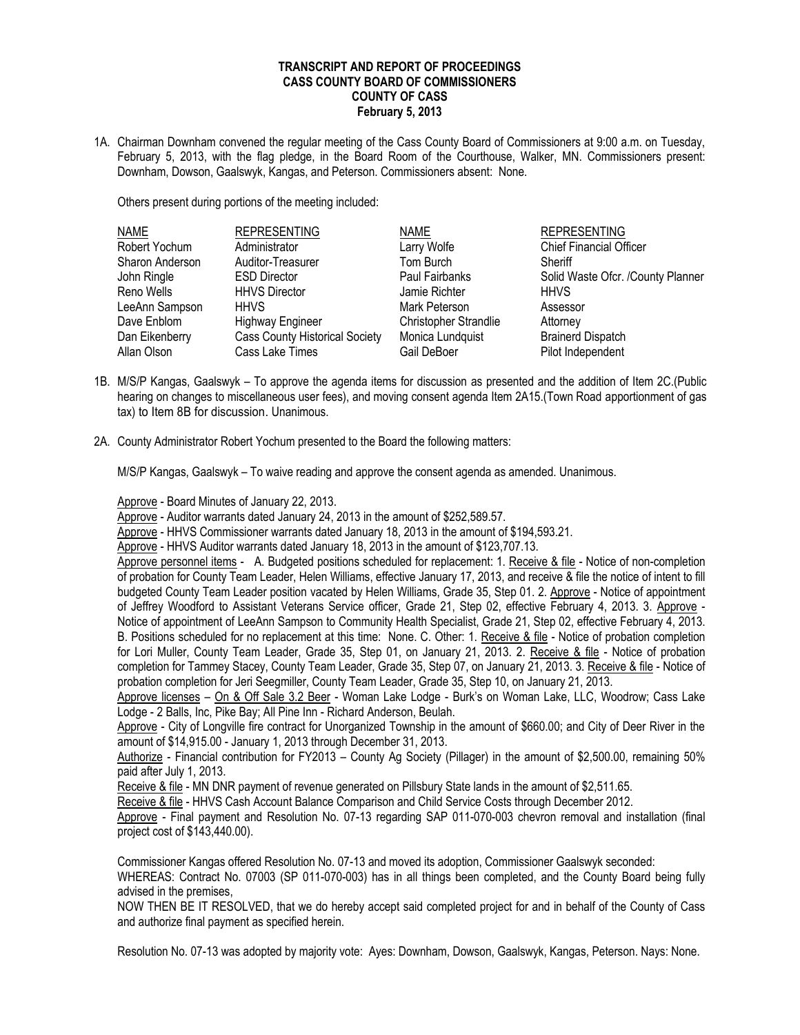**TRANSCRIPT AND REPORT OF PROCEEDINGS**
**CASS COUNTY BOARD OF COMMISSIONERS**
**COUNTY OF CASS**
**February 5, 2013**

1A. Chairman Downham convened the regular meeting of the Cass County Board of Commissioners at 9:00 a.m. on Tuesday, February 5, 2013, with the flag pledge, in the Board Room of the Courthouse, Walker, MN. Commissioners present: Downham, Dowson, Gaalswyk, Kangas, and Peterson. Commissioners absent: None.

Others present during portions of the meeting included:

| NAME | REPRESENTING | NAME | REPRESENTING |
|---|---|---|---|
| Robert Yochum | Administrator | Larry Wolfe | Chief Financial Officer |
| Sharon Anderson | Auditor-Treasurer | Tom Burch | Sheriff |
| John Ringle | ESD Director | Paul Fairbanks | Solid Waste Ofcr. /County Planner |
| Reno Wells | HHVS Director | Jamie Richter | HHVS |
| LeeAnn Sampson | HHVS | Mark Peterson | Assessor |
| Dave Enblom | Highway Engineer | Christopher Strandlie | Attorney |
| Dan Eikenberry | Cass County Historical Society | Monica Lundquist | Brainerd Dispatch |
| Allan Olson | Cass Lake Times | Gail DeBoer | Pilot Independent |

1B. M/S/P Kangas, Gaalswyk – To approve the agenda items for discussion as presented and the addition of Item 2C.(Public hearing on changes to miscellaneous user fees), and moving consent agenda Item 2A15.(Town Road apportionment of gas tax) to Item 8B for discussion. Unanimous.

2A. County Administrator Robert Yochum presented to the Board the following matters:

M/S/P Kangas, Gaalswyk – To waive reading and approve the consent agenda as amended. Unanimous.

Approve - Board Minutes of January 22, 2013.
Approve - Auditor warrants dated January 24, 2013 in the amount of $252,589.57.
Approve - HHVS Commissioner warrants dated January 18, 2013 in the amount of $194,593.21.
Approve - HHVS Auditor warrants dated January 18, 2013 in the amount of $123,707.13.
Approve personnel items - A. Budgeted positions scheduled for replacement: 1. Receive & file - Notice of non-completion of probation for County Team Leader, Helen Williams, effective January 17, 2013, and receive & file the notice of intent to fill budgeted County Team Leader position vacated by Helen Williams, Grade 35, Step 01. 2. Approve - Notice of appointment of Jeffrey Woodford to Assistant Veterans Service officer, Grade 21, Step 02, effective February 4, 2013. 3. Approve - Notice of appointment of LeeAnn Sampson to Community Health Specialist, Grade 21, Step 02, effective February 4, 2013. B. Positions scheduled for no replacement at this time: None. C. Other: 1. Receive & file - Notice of probation completion for Lori Muller, County Team Leader, Grade 35, Step 01, on January 21, 2013. 2. Receive & file - Notice of probation completion for Tammey Stacey, County Team Leader, Grade 35, Step 07, on January 21, 2013. 3. Receive & file - Notice of probation completion for Jeri Seegmiller, County Team Leader, Grade 35, Step 10, on January 21, 2013.
Approve licenses – On & Off Sale 3.2 Beer - Woman Lake Lodge - Burk's on Woman Lake, LLC, Woodrow; Cass Lake Lodge - 2 Balls, Inc, Pike Bay; All Pine Inn - Richard Anderson, Beulah.
Approve - City of Longville fire contract for Unorganized Township in the amount of $660.00; and City of Deer River in the amount of $14,915.00 - January 1, 2013 through December 31, 2013.
Authorize - Financial contribution for FY2013 – County Ag Society (Pillager) in the amount of $2,500.00, remaining 50% paid after July 1, 2013.
Receive & file - MN DNR payment of revenue generated on Pillsbury State lands in the amount of $2,511.65.
Receive & file - HHVS Cash Account Balance Comparison and Child Service Costs through December 2012.
Approve - Final payment and Resolution No. 07-13 regarding SAP 011-070-003 chevron removal and installation (final project cost of $143,440.00).

Commissioner Kangas offered Resolution No. 07-13 and moved its adoption, Commissioner Gaalswyk seconded:
WHEREAS: Contract No. 07003 (SP 011-070-003) has in all things been completed, and the County Board being fully advised in the premises,
NOW THEN BE IT RESOLVED, that we do hereby accept said completed project for and in behalf of the County of Cass and authorize final payment as specified herein.

Resolution No. 07-13 was adopted by majority vote: Ayes: Downham, Dowson, Gaalswyk, Kangas, Peterson. Nays: None.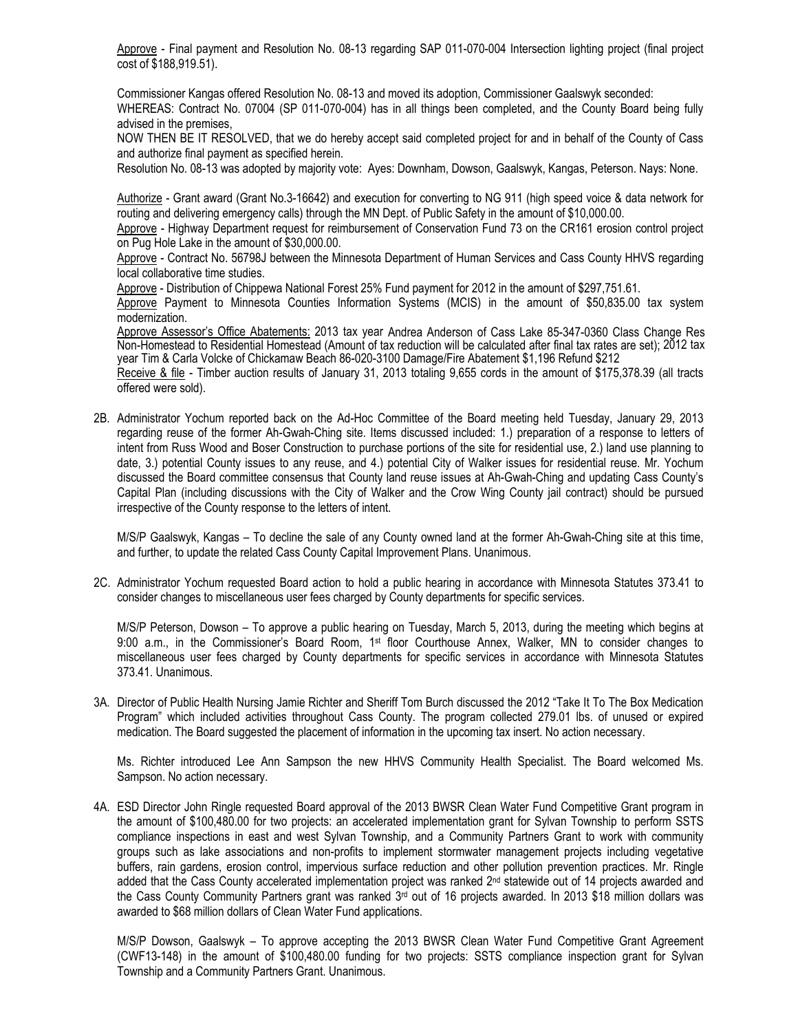Approve - Final payment and Resolution No. 08-13 regarding SAP 011-070-004 Intersection lighting project (final project cost of $188,919.51).

Commissioner Kangas offered Resolution No. 08-13 and moved its adoption, Commissioner Gaalswyk seconded:
WHEREAS: Contract No. 07004 (SP 011-070-004) has in all things been completed, and the County Board being fully advised in the premises,
NOW THEN BE IT RESOLVED, that we do hereby accept said completed project for and in behalf of the County of Cass and authorize final payment as specified herein.
Resolution No. 08-13 was adopted by majority vote: Ayes: Downham, Dowson, Gaalswyk, Kangas, Peterson. Nays: None.

Authorize - Grant award (Grant No.3-16642) and execution for converting to NG 911 (high speed voice & data network for routing and delivering emergency calls) through the MN Dept. of Public Safety in the amount of $10,000.00.
Approve - Highway Department request for reimbursement of Conservation Fund 73 on the CR161 erosion control project on Pug Hole Lake in the amount of $30,000.00.
Approve - Contract No. 56798J between the Minnesota Department of Human Services and Cass County HHVS regarding local collaborative time studies.
Approve - Distribution of Chippewa National Forest 25% Fund payment for 2012 in the amount of $297,751.61.
Approve Payment to Minnesota Counties Information Systems (MCIS) in the amount of $50,835.00 tax system modernization.
Approve Assessor's Office Abatements: 2013 tax year Andrea Anderson of Cass Lake 85-347-0360 Class Change Res Non-Homestead to Residential Homestead (Amount of tax reduction will be calculated after final tax rates are set); 2012 tax year Tim & Carla Volcke of Chickamaw Beach 86-020-3100 Damage/Fire Abatement $1,196 Refund $212
Receive & file - Timber auction results of January 31, 2013 totaling 9,655 cords in the amount of $175,378.39 (all tracts offered were sold).

2B. Administrator Yochum reported back on the Ad-Hoc Committee of the Board meeting held Tuesday, January 29, 2013 regarding reuse of the former Ah-Gwah-Ching site. Items discussed included: 1.) preparation of a response to letters of intent from Russ Wood and Boser Construction to purchase portions of the site for residential use, 2.) land use planning to date, 3.) potential County issues to any reuse, and 4.) potential City of Walker issues for residential reuse. Mr. Yochum discussed the Board committee consensus that County land reuse issues at Ah-Gwah-Ching and updating Cass County's Capital Plan (including discussions with the City of Walker and the Crow Wing County jail contract) should be pursued irrespective of the County response to the letters of intent.

M/S/P Gaalswyk, Kangas – To decline the sale of any County owned land at the former Ah-Gwah-Ching site at this time, and further, to update the related Cass County Capital Improvement Plans. Unanimous.

2C. Administrator Yochum requested Board action to hold a public hearing in accordance with Minnesota Statutes 373.41 to consider changes to miscellaneous user fees charged by County departments for specific services.

M/S/P Peterson, Dowson – To approve a public hearing on Tuesday, March 5, 2013, during the meeting which begins at 9:00 a.m., in the Commissioner's Board Room, 1st floor Courthouse Annex, Walker, MN to consider changes to miscellaneous user fees charged by County departments for specific services in accordance with Minnesota Statutes 373.41. Unanimous.

3A. Director of Public Health Nursing Jamie Richter and Sheriff Tom Burch discussed the 2012 "Take It To The Box Medication Program" which included activities throughout Cass County. The program collected 279.01 lbs. of unused or expired medication. The Board suggested the placement of information in the upcoming tax insert. No action necessary.

Ms. Richter introduced Lee Ann Sampson the new HHVS Community Health Specialist. The Board welcomed Ms. Sampson. No action necessary.

4A. ESD Director John Ringle requested Board approval of the 2013 BWSR Clean Water Fund Competitive Grant program in the amount of $100,480.00 for two projects: an accelerated implementation grant for Sylvan Township to perform SSTS compliance inspections in east and west Sylvan Township, and a Community Partners Grant to work with community groups such as lake associations and non-profits to implement stormwater management projects including vegetative buffers, rain gardens, erosion control, impervious surface reduction and other pollution prevention practices. Mr. Ringle added that the Cass County accelerated implementation project was ranked 2nd statewide out of 14 projects awarded and the Cass County Community Partners grant was ranked 3rd out of 16 projects awarded. In 2013 $18 million dollars was awarded to $68 million dollars of Clean Water Fund applications.

M/S/P Dowson, Gaalswyk – To approve accepting the 2013 BWSR Clean Water Fund Competitive Grant Agreement (CWF13-148) in the amount of $100,480.00 funding for two projects: SSTS compliance inspection grant for Sylvan Township and a Community Partners Grant. Unanimous.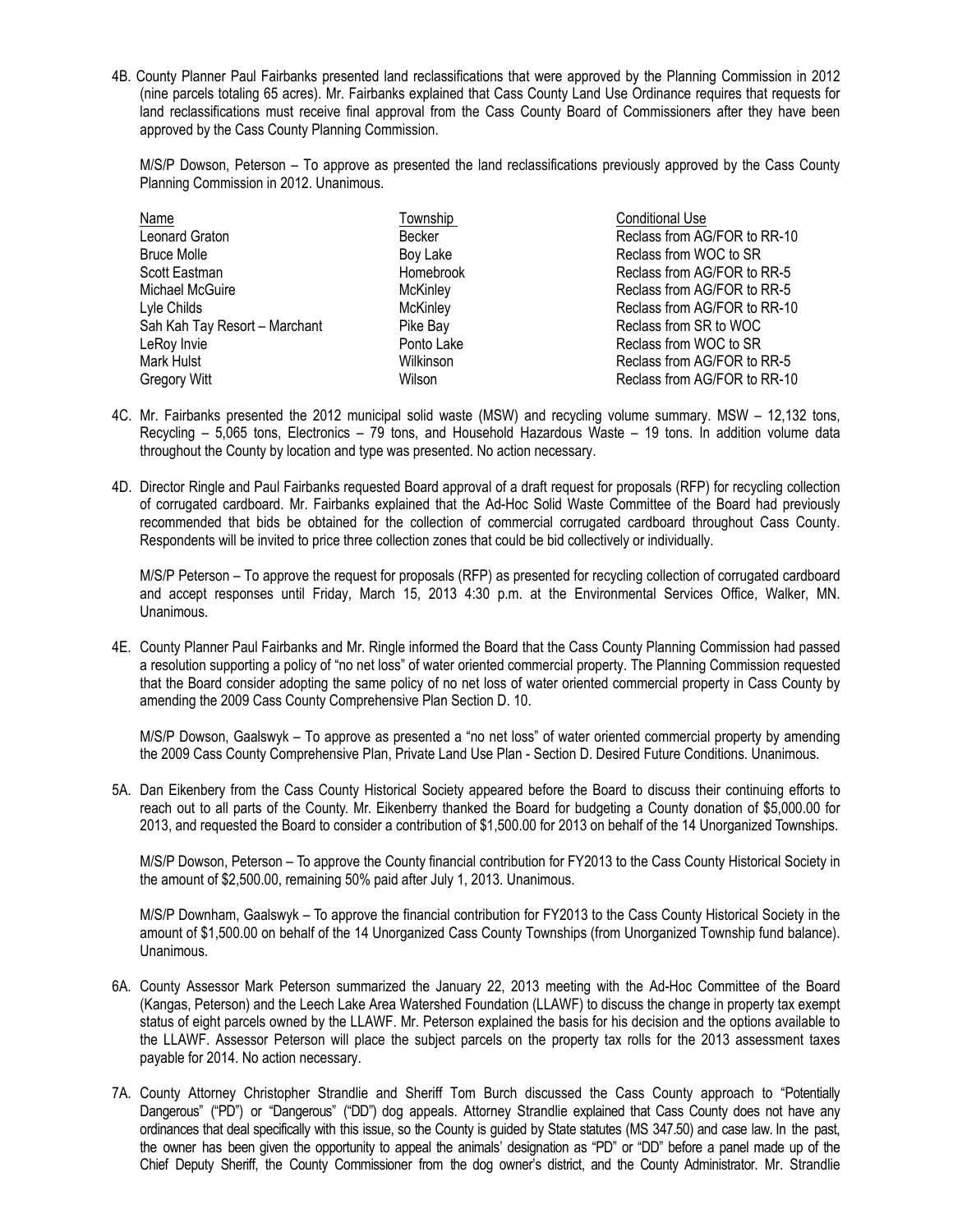4B. County Planner Paul Fairbanks presented land reclassifications that were approved by the Planning Commission in 2012 (nine parcels totaling 65 acres). Mr. Fairbanks explained that Cass County Land Use Ordinance requires that requests for land reclassifications must receive final approval from the Cass County Board of Commissioners after they have been approved by the Cass County Planning Commission.

M/S/P Dowson, Peterson – To approve as presented the land reclassifications previously approved by the Cass County Planning Commission in 2012. Unanimous.

| Name | Township | Conditional Use |
|---|---|---|
| Leonard Graton | Becker | Reclass from AG/FOR to RR-10 |
| Bruce Molle | Boy Lake | Reclass from WOC to SR |
| Scott Eastman | Homebrook | Reclass from AG/FOR to RR-5 |
| Michael McGuire | McKinley | Reclass from AG/FOR to RR-5 |
| Lyle Childs | McKinley | Reclass from AG/FOR to RR-10 |
| Sah Kah Tay Resort – Marchant | Pike Bay | Reclass from SR to WOC |
| LeRoy Invie | Ponto Lake | Reclass from WOC to SR |
| Mark Hulst | Wilkinson | Reclass from AG/FOR to RR-5 |
| Gregory Witt | Wilson | Reclass from AG/FOR to RR-10 |

4C. Mr. Fairbanks presented the 2012 municipal solid waste (MSW) and recycling volume summary. MSW – 12,132 tons, Recycling – 5,065 tons, Electronics – 79 tons, and Household Hazardous Waste – 19 tons. In addition volume data throughout the County by location and type was presented. No action necessary.

4D. Director Ringle and Paul Fairbanks requested Board approval of a draft request for proposals (RFP) for recycling collection of corrugated cardboard. Mr. Fairbanks explained that the Ad-Hoc Solid Waste Committee of the Board had previously recommended that bids be obtained for the collection of commercial corrugated cardboard throughout Cass County. Respondents will be invited to price three collection zones that could be bid collectively or individually.

M/S/P Peterson – To approve the request for proposals (RFP) as presented for recycling collection of corrugated cardboard and accept responses until Friday, March 15, 2013 4:30 p.m. at the Environmental Services Office, Walker, MN. Unanimous.

4E. County Planner Paul Fairbanks and Mr. Ringle informed the Board that the Cass County Planning Commission had passed a resolution supporting a policy of "no net loss" of water oriented commercial property. The Planning Commission requested that the Board consider adopting the same policy of no net loss of water oriented commercial property in Cass County by amending the 2009 Cass County Comprehensive Plan Section D. 10.

M/S/P Dowson, Gaalswyk – To approve as presented a "no net loss" of water oriented commercial property by amending the 2009 Cass County Comprehensive Plan, Private Land Use Plan - Section D. Desired Future Conditions. Unanimous.

5A. Dan Eikenbery from the Cass County Historical Society appeared before the Board to discuss their continuing efforts to reach out to all parts of the County. Mr. Eikenberry thanked the Board for budgeting a County donation of $5,000.00 for 2013, and requested the Board to consider a contribution of $1,500.00 for 2013 on behalf of the 14 Unorganized Townships.

M/S/P Dowson, Peterson – To approve the County financial contribution for FY2013 to the Cass County Historical Society in the amount of $2,500.00, remaining 50% paid after July 1, 2013. Unanimous.

M/S/P Downham, Gaalswyk – To approve the financial contribution for FY2013 to the Cass County Historical Society in the amount of $1,500.00 on behalf of the 14 Unorganized Cass County Townships (from Unorganized Township fund balance). Unanimous.

6A. County Assessor Mark Peterson summarized the January 22, 2013 meeting with the Ad-Hoc Committee of the Board (Kangas, Peterson) and the Leech Lake Area Watershed Foundation (LLAWF) to discuss the change in property tax exempt status of eight parcels owned by the LLAWF. Mr. Peterson explained the basis for his decision and the options available to the LLAWF. Assessor Peterson will place the subject parcels on the property tax rolls for the 2013 assessment taxes payable for 2014. No action necessary.

7A. County Attorney Christopher Strandlie and Sheriff Tom Burch discussed the Cass County approach to "Potentially Dangerous" ("PD") or "Dangerous" ("DD") dog appeals. Attorney Strandlie explained that Cass County does not have any ordinances that deal specifically with this issue, so the County is guided by State statutes (MS 347.50) and case law. In the past, the owner has been given the opportunity to appeal the animals' designation as "PD" or "DD" before a panel made up of the Chief Deputy Sheriff, the County Commissioner from the dog owner's district, and the County Administrator. Mr. Strandlie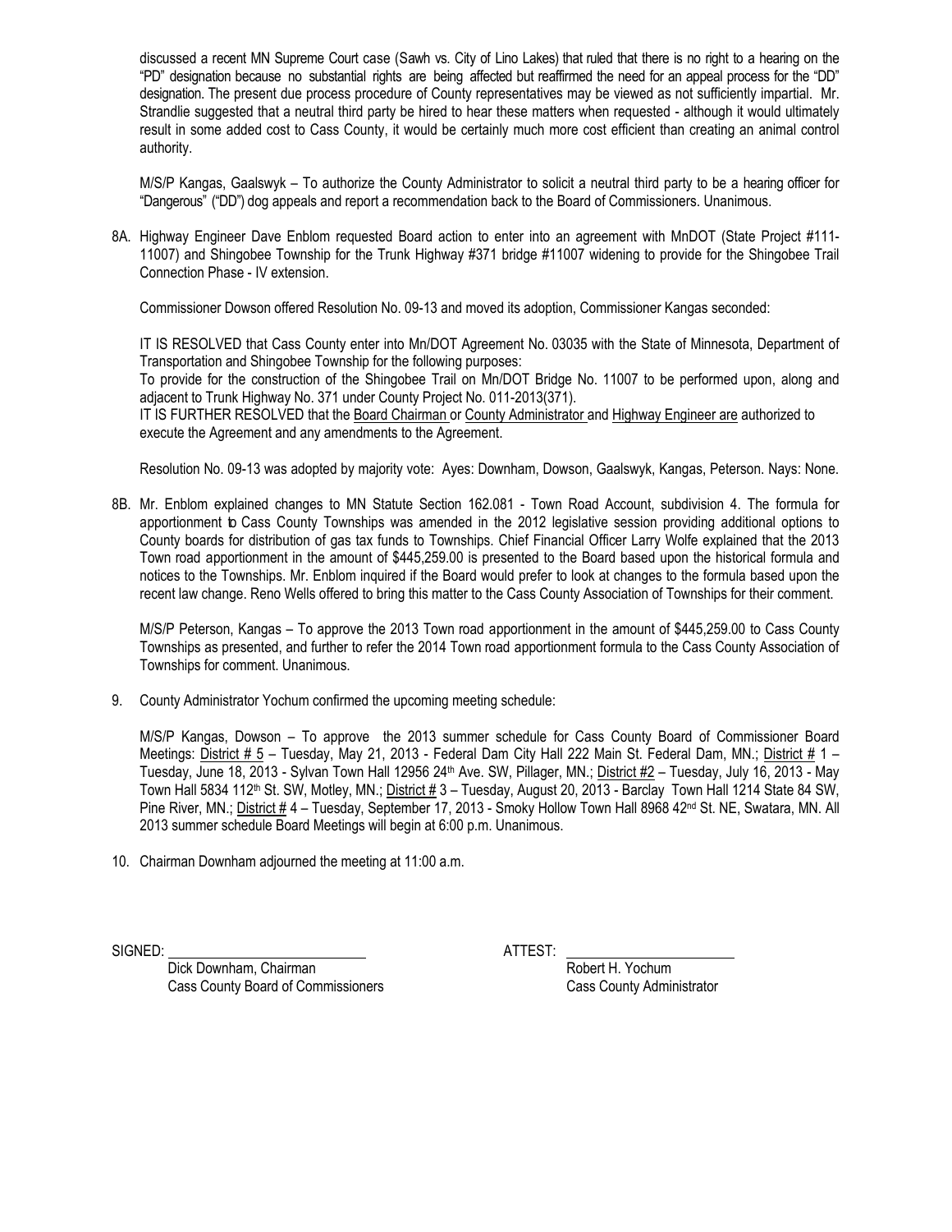discussed a recent MN Supreme Court case (Sawh vs. City of Lino Lakes) that ruled that there is no right to a hearing on the "PD" designation because no substantial rights are being affected but reaffirmed the need for an appeal process for the "DD" designation. The present due process procedure of County representatives may be viewed as not sufficiently impartial. Mr. Strandlie suggested that a neutral third party be hired to hear these matters when requested - although it would ultimately result in some added cost to Cass County, it would be certainly much more cost efficient than creating an animal control authority.

M/S/P Kangas, Gaalswyk – To authorize the County Administrator to solicit a neutral third party to be a hearing officer for "Dangerous" ("DD") dog appeals and report a recommendation back to the Board of Commissioners. Unanimous.

8A. Highway Engineer Dave Enblom requested Board action to enter into an agreement with MnDOT (State Project #111-11007) and Shingobee Township for the Trunk Highway #371 bridge #11007 widening to provide for the Shingobee Trail Connection Phase - IV extension.

Commissioner Dowson offered Resolution No. 09-13 and moved its adoption, Commissioner Kangas seconded:

IT IS RESOLVED that Cass County enter into Mn/DOT Agreement No. 03035 with the State of Minnesota, Department of Transportation and Shingobee Township for the following purposes:
To provide for the construction of the Shingobee Trail on Mn/DOT Bridge No. 11007 to be performed upon, along and adjacent to Trunk Highway No. 371 under County Project No. 011-2013(371).
IT IS FURTHER RESOLVED that the Board Chairman or County Administrator and Highway Engineer are authorized to execute the Agreement and any amendments to the Agreement.

Resolution No. 09-13 was adopted by majority vote: Ayes: Downham, Dowson, Gaalswyk, Kangas, Peterson. Nays: None.

8B. Mr. Enblom explained changes to MN Statute Section 162.081 - Town Road Account, subdivision 4. The formula for apportionment to Cass County Townships was amended in the 2012 legislative session providing additional options to County boards for distribution of gas tax funds to Townships. Chief Financial Officer Larry Wolfe explained that the 2013 Town road apportionment in the amount of $445,259.00 is presented to the Board based upon the historical formula and notices to the Townships. Mr. Enblom inquired if the Board would prefer to look at changes to the formula based upon the recent law change. Reno Wells offered to bring this matter to the Cass County Association of Townships for their comment.

M/S/P Peterson, Kangas – To approve the 2013 Town road apportionment in the amount of $445,259.00 to Cass County Townships as presented, and further to refer the 2014 Town road apportionment formula to the Cass County Association of Townships for comment. Unanimous.

9. County Administrator Yochum confirmed the upcoming meeting schedule:

M/S/P Kangas, Dowson – To approve the 2013 summer schedule for Cass County Board of Commissioner Board Meetings: District # 5 – Tuesday, May 21, 2013 - Federal Dam City Hall 222 Main St. Federal Dam, MN.; District # 1 – Tuesday, June 18, 2013 - Sylvan Town Hall 12956 24th Ave. SW, Pillager, MN.; District #2 – Tuesday, July 16, 2013 - May Town Hall 5834 112th St. SW, Motley, MN.; District # 3 – Tuesday, August 20, 2013 - Barclay Town Hall 1214 State 84 SW, Pine River, MN.; District # 4 – Tuesday, September 17, 2013 - Smoky Hollow Town Hall 8968 42nd St. NE, Swatara, MN. All 2013 summer schedule Board Meetings will begin at 6:00 p.m. Unanimous.

10. Chairman Downham adjourned the meeting at 11:00 a.m.

SIGNED: ____________________________
Dick Downham, Chairman
Cass County Board of Commissioners

ATTEST: ____________________________
Robert H. Yochum
Cass County Administrator